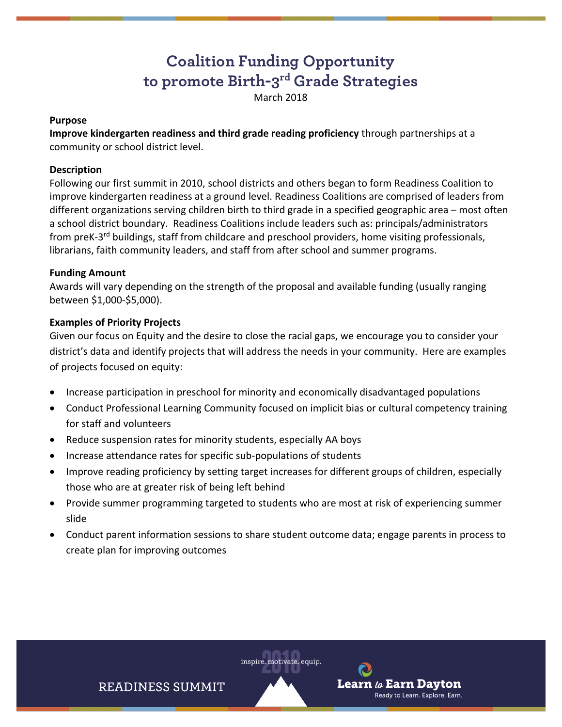# Coalition Funding Opportunity to promote Birth-3rd Grade Strategies

March 2018

**Purpose**

**Improve kindergarten readiness and third grade reading proficiency** through partnerships at a community or school district level.

**Description**

Following our first summit in 2010, school districts and others began to form Readiness Coalition to improve kindergarten readiness at a ground level. Readiness Coalitions are comprised of leaders from different organizations serving children birth to third grade in a specified geographic area – most often a school district boundary. Readiness Coalitions include leaders such as: principals/administrators from preK-3rd buildings, staff from childcare and preschool providers, home visiting professionals, librarians, faith community leaders, and staff from after school and summer programs.

**Funding Amount**

Awards will vary depending on the strength of the proposal and available funding (usually ranging between $1,000-$5,000).

**Examples of Priority Projects**

Given our focus on Equity and the desire to close the racial gaps, we encourage you to consider your district's data and identify projects that will address the needs in your community. Here are examples of projects focused on equity:

- Increase participation in preschool for minority and economically disadvantaged populations
- Conduct Professional Learning Community focused on implicit bias or cultural competency training for staff and volunteers
- Reduce suspension rates for minority students, especially AA boys
- Increase attendance rates for specific sub-populations of students
- Improve reading proficiency by setting target increases for different groups of children, especially those who are at greater risk of being left behind
- Provide summer programming targeted to students who are most at risk of experiencing summer slide
- Conduct parent information sessions to share student outcome data; engage parents in process to create plan for improving outcomes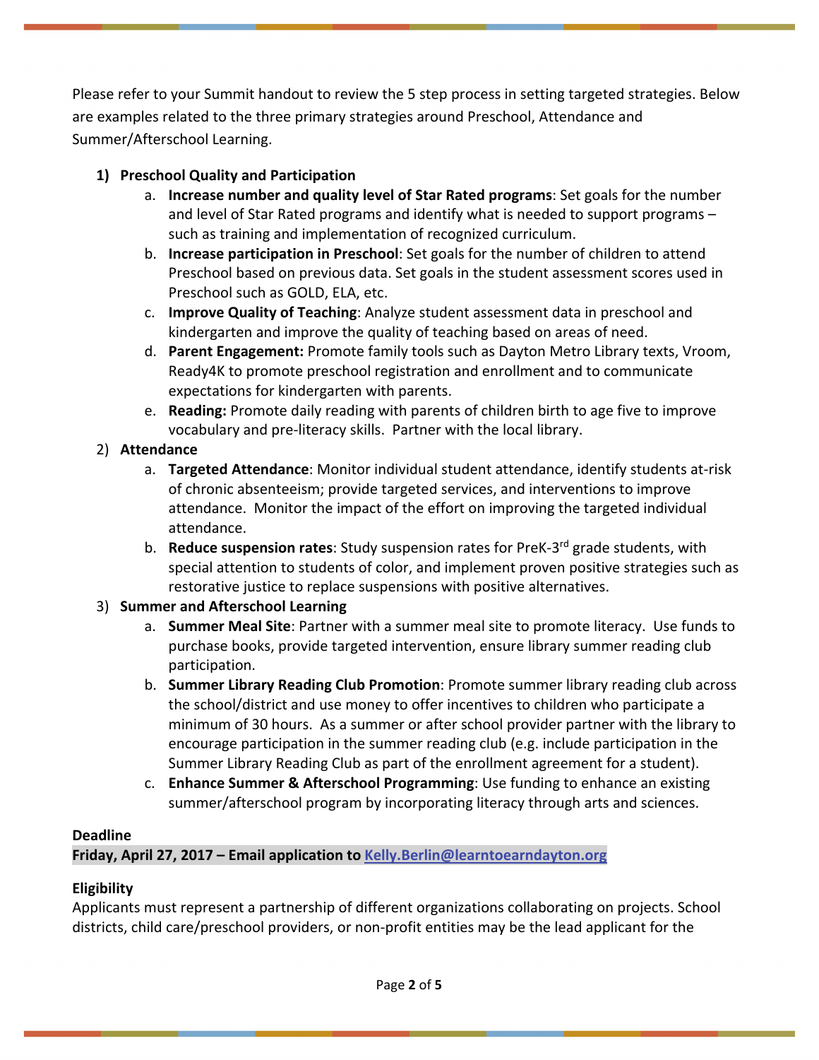Please refer to your Summit handout to review the 5 step process in setting targeted strategies. Below are examples related to the three primary strategies around Preschool, Attendance and Summer/Afterschool Learning.

1) **Preschool Quality and Participation**
   a. **Increase number and quality level of Star Rated programs**: Set goals for the number and level of Star Rated programs and identify what is needed to support programs – such as training and implementation of recognized curriculum.
   b. **Increase participation in Preschool**: Set goals for the number of children to attend Preschool based on previous data. Set goals in the student assessment scores used in Preschool such as GOLD, ELA, etc.
   c. **Improve Quality of Teaching**: Analyze student assessment data in preschool and kindergarten and improve the quality of teaching based on areas of need.
   d. **Parent Engagement:** Promote family tools such as Dayton Metro Library texts, Vroom, Ready4K to promote preschool registration and enrollment and to communicate expectations for kindergarten with parents.
   e. **Reading:** Promote daily reading with parents of children birth to age five to improve vocabulary and pre-literacy skills. Partner with the local library.
2) **Attendance**
   a. **Targeted Attendance**: Monitor individual student attendance, identify students at-risk of chronic absenteeism; provide targeted services, and interventions to improve attendance. Monitor the impact of the effort on improving the targeted individual attendance.
   b. **Reduce suspension rates**: Study suspension rates for PreK-3rd grade students, with special attention to students of color, and implement proven positive strategies such as restorative justice to replace suspensions with positive alternatives.
3) **Summer and Afterschool Learning**
   a. **Summer Meal Site**: Partner with a summer meal site to promote literacy. Use funds to purchase books, provide targeted intervention, ensure library summer reading club participation.
   b. **Summer Library Reading Club Promotion**: Promote summer library reading club across the school/district and use money to offer incentives to children who participate a minimum of 30 hours. As a summer or after school provider partner with the library to encourage participation in the summer reading club (e.g. include participation in the Summer Library Reading Club as part of the enrollment agreement for a student).
   c. **Enhance Summer & Afterschool Programming**: Use funding to enhance an existing summer/afterschool program by incorporating literacy through arts and sciences.

**Deadline**

**Friday, April 27, 2017 – Email application to Kelly.Berlin@learntoearndayton.org**

**Eligibility**

Applicants must represent a partnership of different organizations collaborating on projects. School districts, child care/preschool providers, or non-profit entities may be the lead applicant for the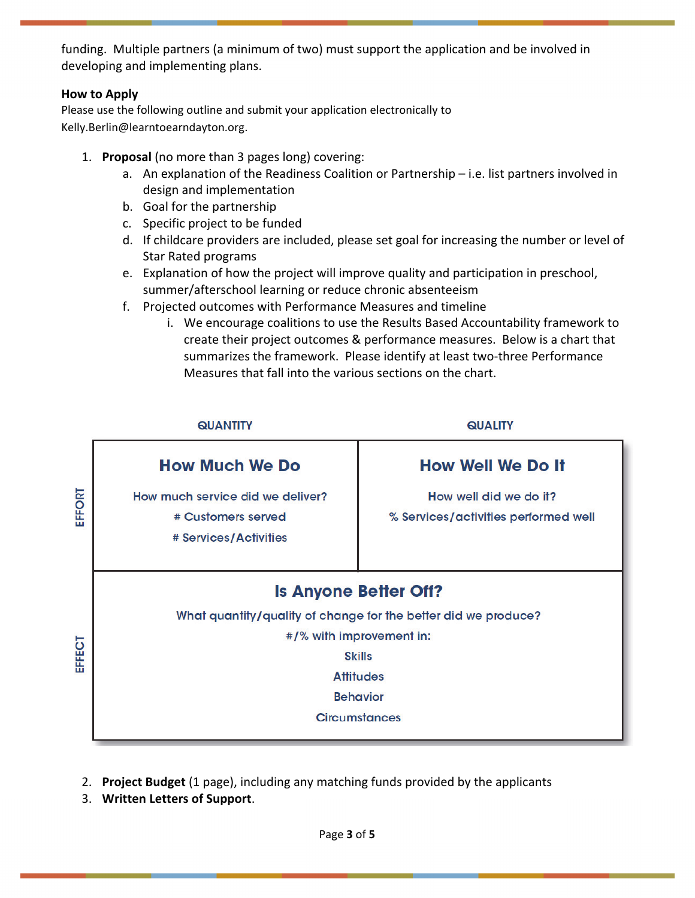funding. Multiple partners (a minimum of two) must support the application and be involved in developing and implementing plans.

**How to Apply**

Please use the following outline and submit your application electronically to Kelly.Berlin@learntoearndayton.org.

1. **Proposal** (no more than 3 pages long) covering:
    a. An explanation of the Readiness Coalition or Partnership – i.e. list partners involved in design and implementation
    b. Goal for the partnership
    c. Specific project to be funded
    d. If childcare providers are included, please set goal for increasing the number or level of Star Rated programs
    e. Explanation of how the project will improve quality and participation in preschool, summer/afterschool learning or reduce chronic absenteeism
    f. Projected outcomes with Performance Measures and timeline
        i. We encourage coalitions to use the Results Based Accountability framework to create their project outcomes & performance measures. Below is a chart that summarizes the framework. Please identify at least two-three Performance Measures that fall into the various sections on the chart.

| | QUANTITY | QUALITY |
|---|---|---|
| EFFORT | **How Much We Do**<br>How much service did we deliver?<br># Customers served<br># Services/Activities | **How Well We Do It**<br>How well did we do it?<br>% Services/activities performed well |
| EFFECT | **Is Anyone Better Off?**<br>What quantity/quality of change for the better did we produce?<br>#/% with improvement in:<br>Skills<br>Attitudes<br>Behavior<br>Circumstances | |

2. **Project Budget** (1 page), including any matching funds provided by the applicants
3. **Written Letters of Support**.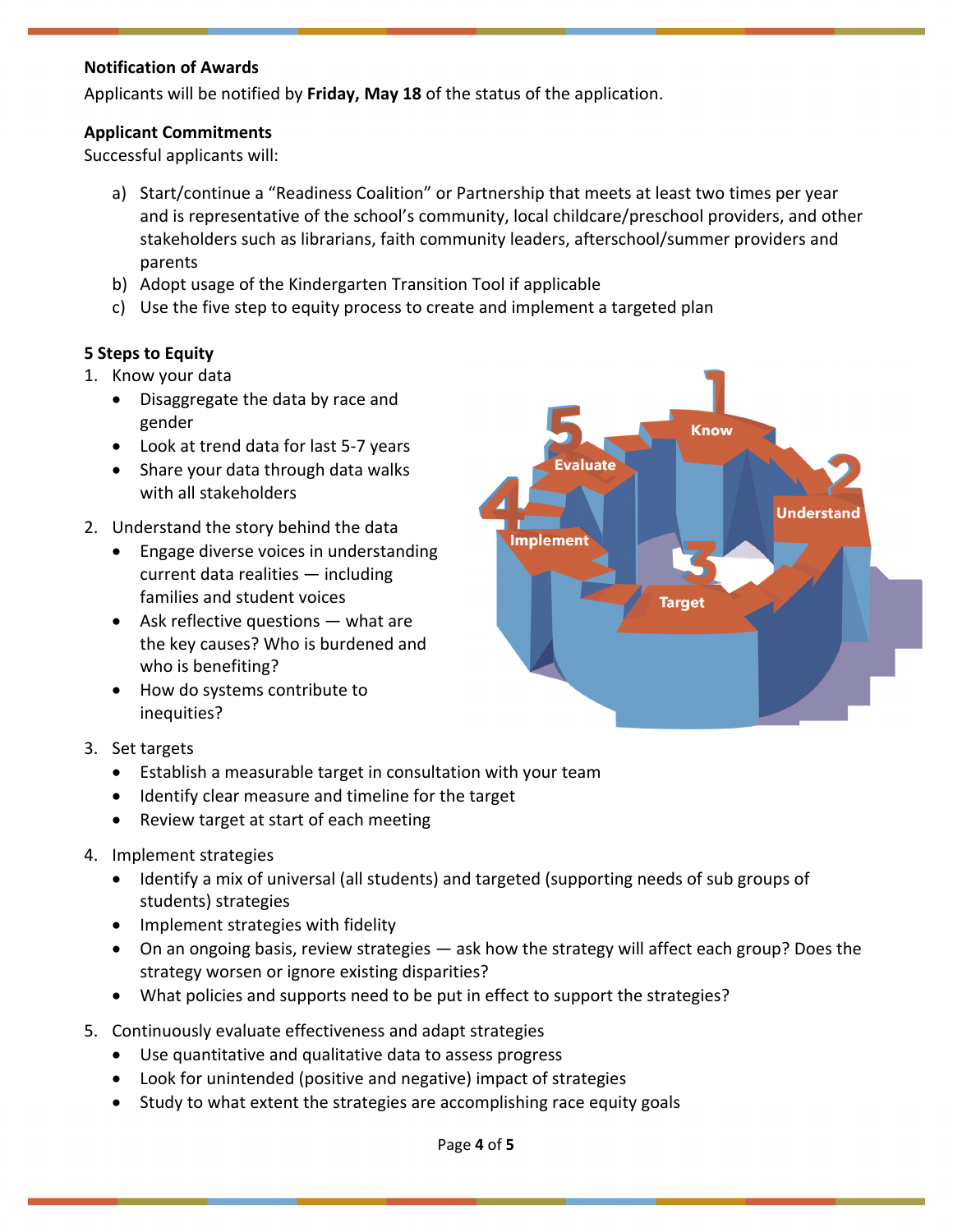**Notification of Awards**

Applicants will be notified by **Friday, May 18** of the status of the application.

**Applicant Commitments**

Successful applicants will:

a) Start/continue a "Readiness Coalition" or Partnership that meets at least two times per year and is representative of the school's community, local childcare/preschool providers, and other stakeholders such as librarians, faith community leaders, afterschool/summer providers and parents
b) Adopt usage of the Kindergarten Transition Tool if applicable
c) Use the five step to equity process to create and implement a targeted plan

**5 Steps to Equity**

1. Know your data
   - Disaggregate the data by race and gender
   - Look at trend data for last 5-7 years
   - Share your data through data walks with all stakeholders
2. Understand the story behind the data
   - Engage diverse voices in understanding current data realities — including families and student voices
   - Ask reflective questions — what are the key causes? Who is burdened and who is benefiting?
   - How do systems contribute to inequities?
3. Set targets
   - Establish a measurable target in consultation with your team
   - Identify clear measure and timeline for the target
   - Review target at start of each meeting
4. Implement strategies
   - Identify a mix of universal (all students) and targeted (supporting needs of sub groups of students) strategies
   - Implement strategies with fidelity
   - On an ongoing basis, review strategies — ask how the strategy will affect each group? Does the strategy worsen or ignore existing disparities?
   - What policies and supports need to be put in effect to support the strategies?
5. Continuously evaluate effectiveness and adapt strategies
   - Use quantitative and qualitative data to assess progress
   - Look for unintended (positive and negative) impact of strategies
   - Study to what extent the strategies are accomplishing race equity goals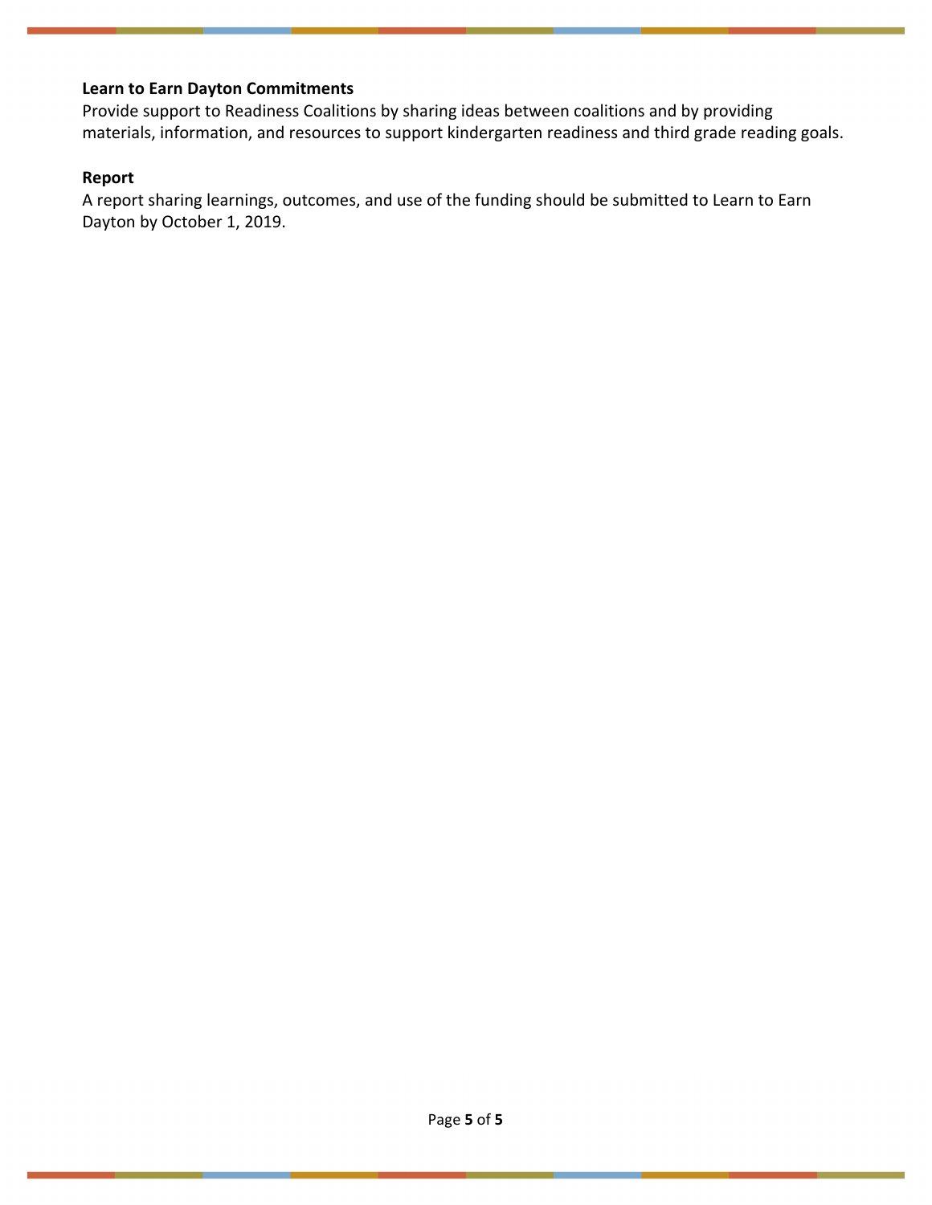**Learn to Earn Dayton Commitments**

Provide support to Readiness Coalitions by sharing ideas between coalitions and by providing materials, information, and resources to support kindergarten readiness and third grade reading goals.

**Report**

A report sharing learnings, outcomes, and use of the funding should be submitted to Learn to Earn Dayton by October 1, 2019.